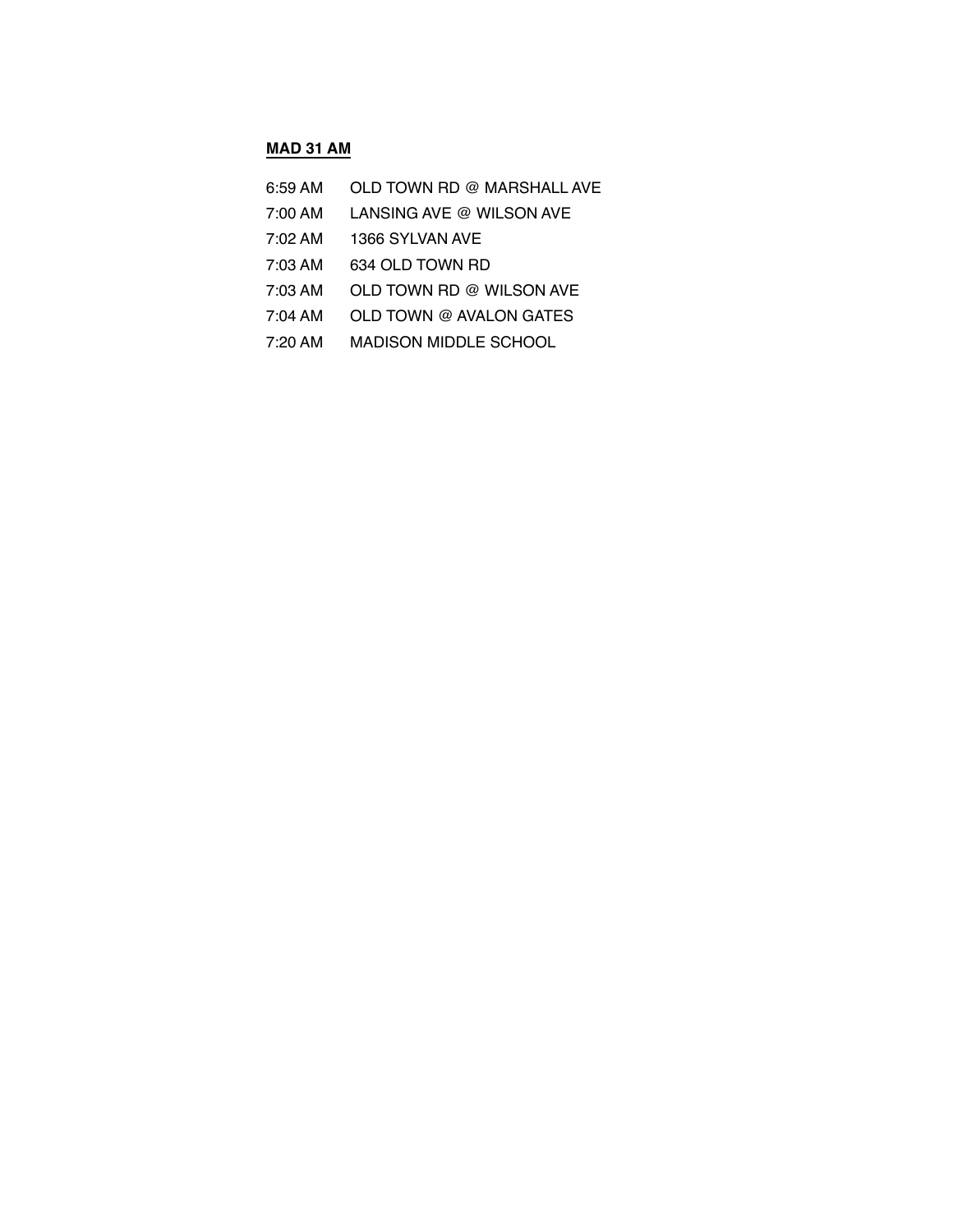**MAD 31 AM**

| | |
|---|---|
| 6:59 AM | OLD TOWN RD @ MARSHALL AVE |
| 7:00 AM | LANSING AVE @ WILSON AVE |
| 7:02 AM | 1366 SYLVAN AVE |
| 7:03 AM | 634 OLD TOWN RD |
| 7:03 AM | OLD TOWN RD @ WILSON AVE |
| 7:04 AM | OLD TOWN @ AVALON GATES |
| 7:20 AM | MADISON MIDDLE SCHOOL |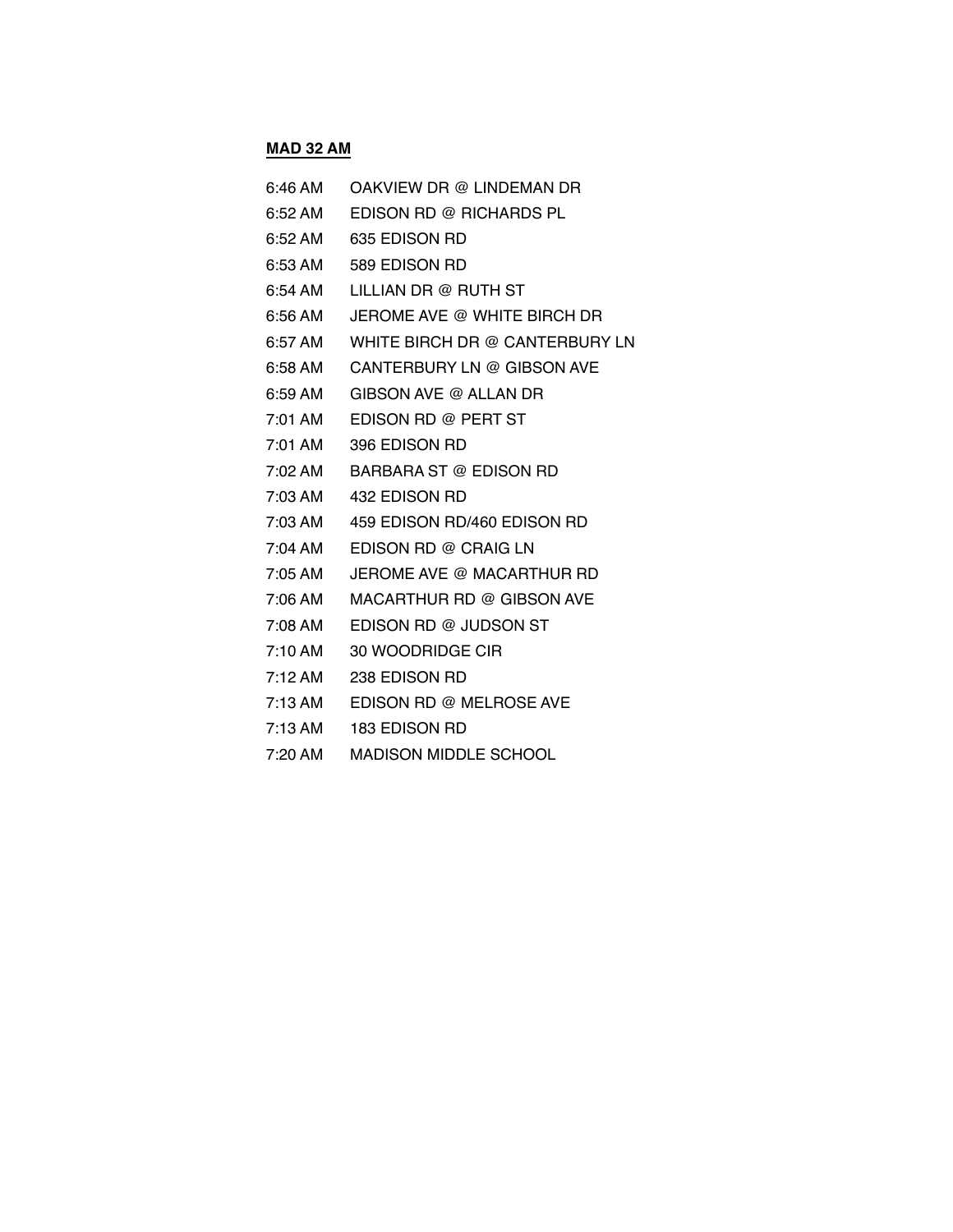**MAD 32 AM**

| | |
|---|---|
| 6:46 AM | OAKVIEW DR @ LINDEMAN DR |
| 6:52 AM | EDISON RD @ RICHARDS PL |
| 6:52 AM | 635 EDISON RD |
| 6:53 AM | 589 EDISON RD |
| 6:54 AM | LILLIAN DR @ RUTH ST |
| 6:56 AM | JEROME AVE @ WHITE BIRCH DR |
| 6:57 AM | WHITE BIRCH DR @ CANTERBURY LN |
| 6:58 AM | CANTERBURY LN @ GIBSON AVE |
| 6:59 AM | GIBSON AVE @ ALLAN DR |
| 7:01 AM | EDISON RD @ PERT ST |
| 7:01 AM | 396 EDISON RD |
| 7:02 AM | BARBARA ST @ EDISON RD |
| 7:03 AM | 432 EDISON RD |
| 7:03 AM | 459 EDISON RD/460 EDISON RD |
| 7:04 AM | EDISON RD @ CRAIG LN |
| 7:05 AM | JEROME AVE @ MACARTHUR RD |
| 7:06 AM | MACARTHUR RD @ GIBSON AVE |
| 7:08 AM | EDISON RD @ JUDSON ST |
| 7:10 AM | 30 WOODRIDGE CIR |
| 7:12 AM | 238 EDISON RD |
| 7:13 AM | EDISON RD @ MELROSE AVE |
| 7:13 AM | 183 EDISON RD |
| 7:20 AM | MADISON MIDDLE SCHOOL |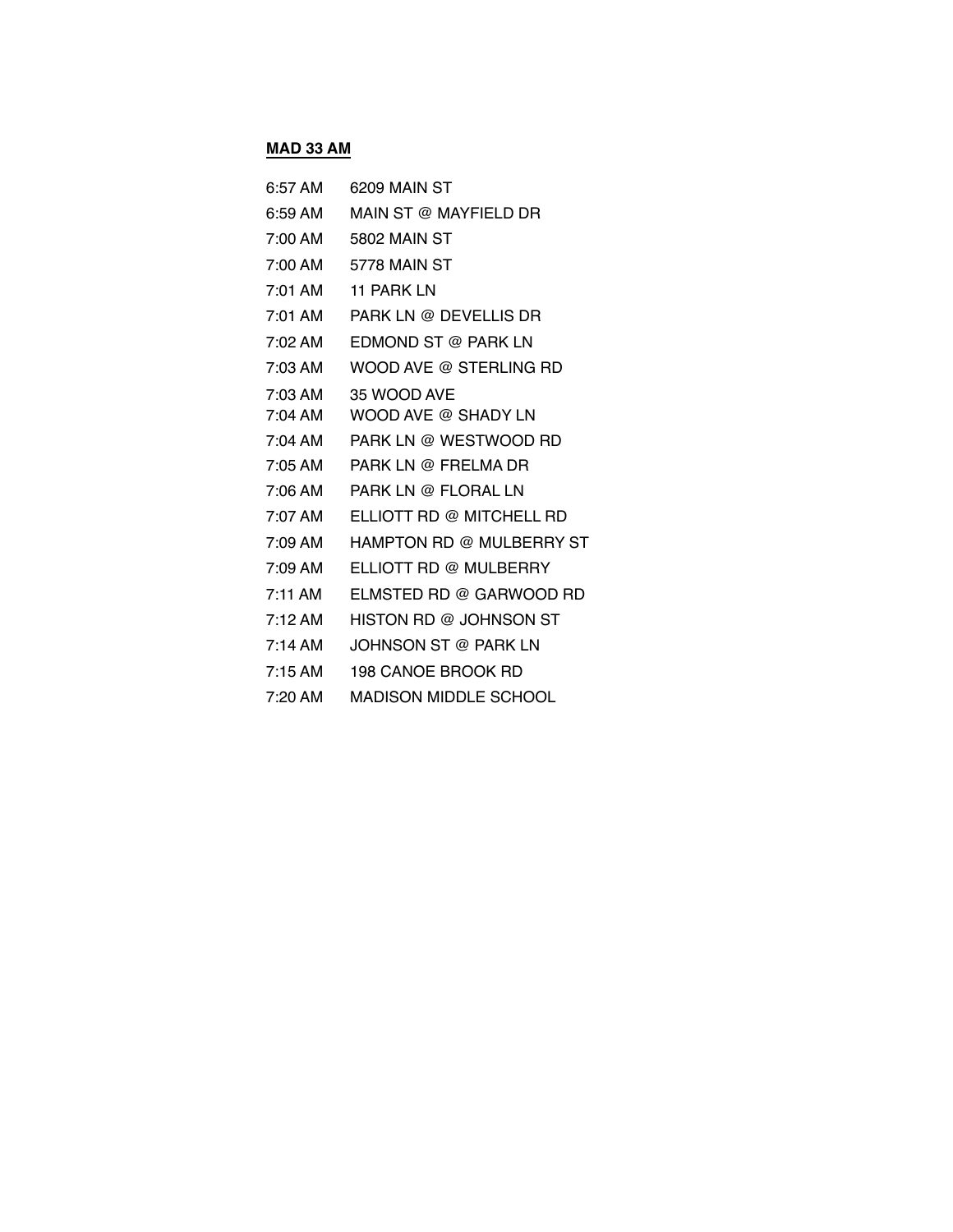**MAD 33 AM**

| | |
|---|---|
| 6:57 AM | 6209 MAIN ST |
| 6:59 AM | MAIN ST @ MAYFIELD DR |
| 7:00 AM | 5802 MAIN ST |
| 7:00 AM | 5778 MAIN ST |
| 7:01 AM | 11 PARK LN |
| 7:01 AM | PARK LN @ DEVELLIS DR |
| 7:02 AM | EDMOND ST @ PARK LN |
| 7:03 AM | WOOD AVE @ STERLING RD |
| 7:03 AM | 35 WOOD AVE |
| 7:04 AM | WOOD AVE @ SHADY LN |
| 7:04 AM | PARK LN @ WESTWOOD RD |
| 7:05 AM | PARK LN @ FRELMA DR |
| 7:06 AM | PARK LN @ FLORAL LN |
| 7:07 AM | ELLIOTT RD @ MITCHELL RD |
| 7:09 AM | HAMPTON RD @ MULBERRY ST |
| 7:09 AM | ELLIOTT RD @ MULBERRY |
| 7:11 AM | ELMSTED RD @ GARWOOD RD |
| 7:12 AM | HISTON RD @ JOHNSON ST |
| 7:14 AM | JOHNSON ST @ PARK LN |
| 7:15 AM | 198 CANOE BROOK RD |
| 7:20 AM | MADISON MIDDLE SCHOOL |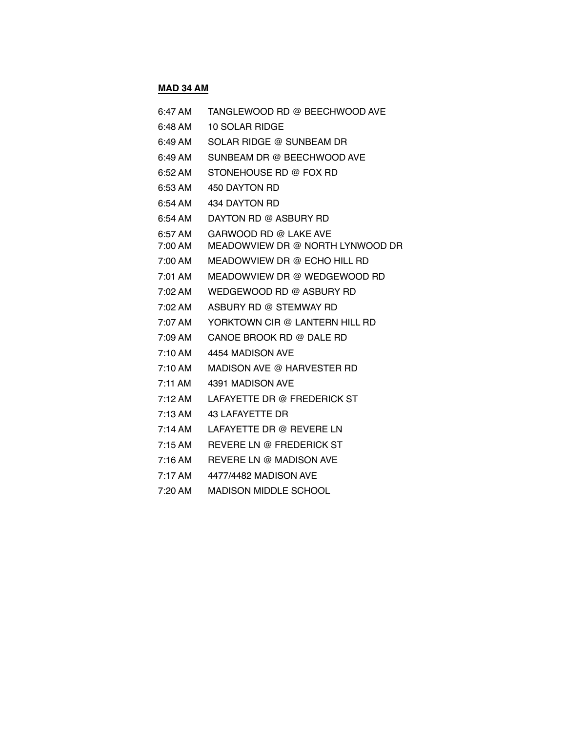**MAD 34 AM**

| | |
|---|---|
| 6:47 AM | TANGLEWOOD RD @ BEECHWOOD AVE |
| 6:48 AM | 10 SOLAR RIDGE |
| 6:49 AM | SOLAR RIDGE @ SUNBEAM DR |
| 6:49 AM | SUNBEAM DR @ BEECHWOOD AVE |
| 6:52 AM | STONEHOUSE RD @ FOX RD |
| 6:53 AM | 450 DAYTON RD |
| 6:54 AM | 434 DAYTON RD |
| 6:54 AM | DAYTON RD @ ASBURY RD |
| 6:57 AM | GARWOOD RD @ LAKE AVE |
| 7:00 AM | MEADOWVIEW DR @ NORTH LYNWOOD DR |
| 7:00 AM | MEADOWVIEW DR @ ECHO HILL RD |
| 7:01 AM | MEADOWVIEW DR @ WEDGEWOOD RD |
| 7:02 AM | WEDGEWOOD RD @ ASBURY RD |
| 7:02 AM | ASBURY RD @ STEMWAY RD |
| 7:07 AM | YORKTOWN CIR @ LANTERN HILL RD |
| 7:09 AM | CANOE BROOK RD @ DALE RD |
| 7:10 AM | 4454 MADISON AVE |
| 7:10 AM | MADISON AVE @ HARVESTER RD |
| 7:11 AM | 4391 MADISON AVE |
| 7:12 AM | LAFAYETTE DR @ FREDERICK ST |
| 7:13 AM | 43 LAFAYETTE DR |
| 7:14 AM | LAFAYETTE DR @ REVERE LN |
| 7:15 AM | REVERE LN @ FREDERICK ST |
| 7:16 AM | REVERE LN @ MADISON AVE |
| 7:17 AM | 4477/4482 MADISON AVE |
| 7:20 AM | MADISON MIDDLE SCHOOL |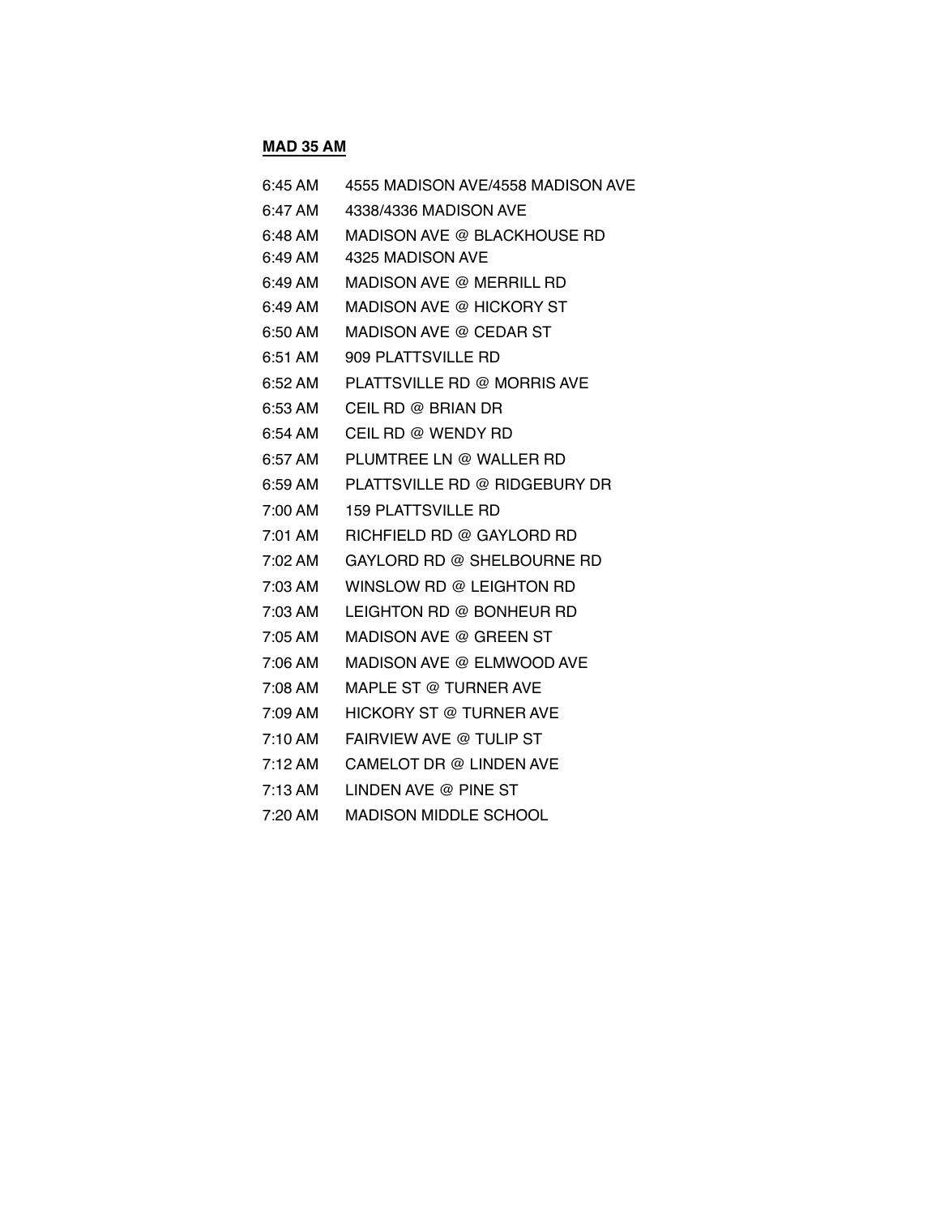**MAD 35 AM**

| | |
|---|---|
| 6:45 AM | 4555 MADISON AVE/4558 MADISON AVE |
| 6:47 AM | 4338/4336 MADISON AVE |
| 6:48 AM | MADISON AVE @ BLACKHOUSE RD |
| 6:49 AM | 4325 MADISON AVE |
| 6:49 AM | MADISON AVE @ MERRILL RD |
| 6:49 AM | MADISON AVE @ HICKORY ST |
| 6:50 AM | MADISON AVE @ CEDAR ST |
| 6:51 AM | 909 PLATTSVILLE RD |
| 6:52 AM | PLATTSVILLE RD @ MORRIS AVE |
| 6:53 AM | CEIL RD @ BRIAN DR |
| 6:54 AM | CEIL RD @ WENDY RD |
| 6:57 AM | PLUMTREE LN @ WALLER RD |
| 6:59 AM | PLATTSVILLE RD @ RIDGEBURY DR |
| 7:00 AM | 159 PLATTSVILLE RD |
| 7:01 AM | RICHFIELD RD @ GAYLORD RD |
| 7:02 AM | GAYLORD RD @ SHELBOURNE RD |
| 7:03 AM | WINSLOW RD @ LEIGHTON RD |
| 7:03 AM | LEIGHTON RD @ BONHEUR RD |
| 7:05 AM | MADISON AVE @ GREEN ST |
| 7:06 AM | MADISON AVE @ ELMWOOD AVE |
| 7:08 AM | MAPLE ST @ TURNER AVE |
| 7:09 AM | HICKORY ST @ TURNER AVE |
| 7:10 AM | FAIRVIEW AVE @ TULIP ST |
| 7:12 AM | CAMELOT DR @ LINDEN AVE |
| 7:13 AM | LINDEN AVE @ PINE ST |
| 7:20 AM | MADISON MIDDLE SCHOOL |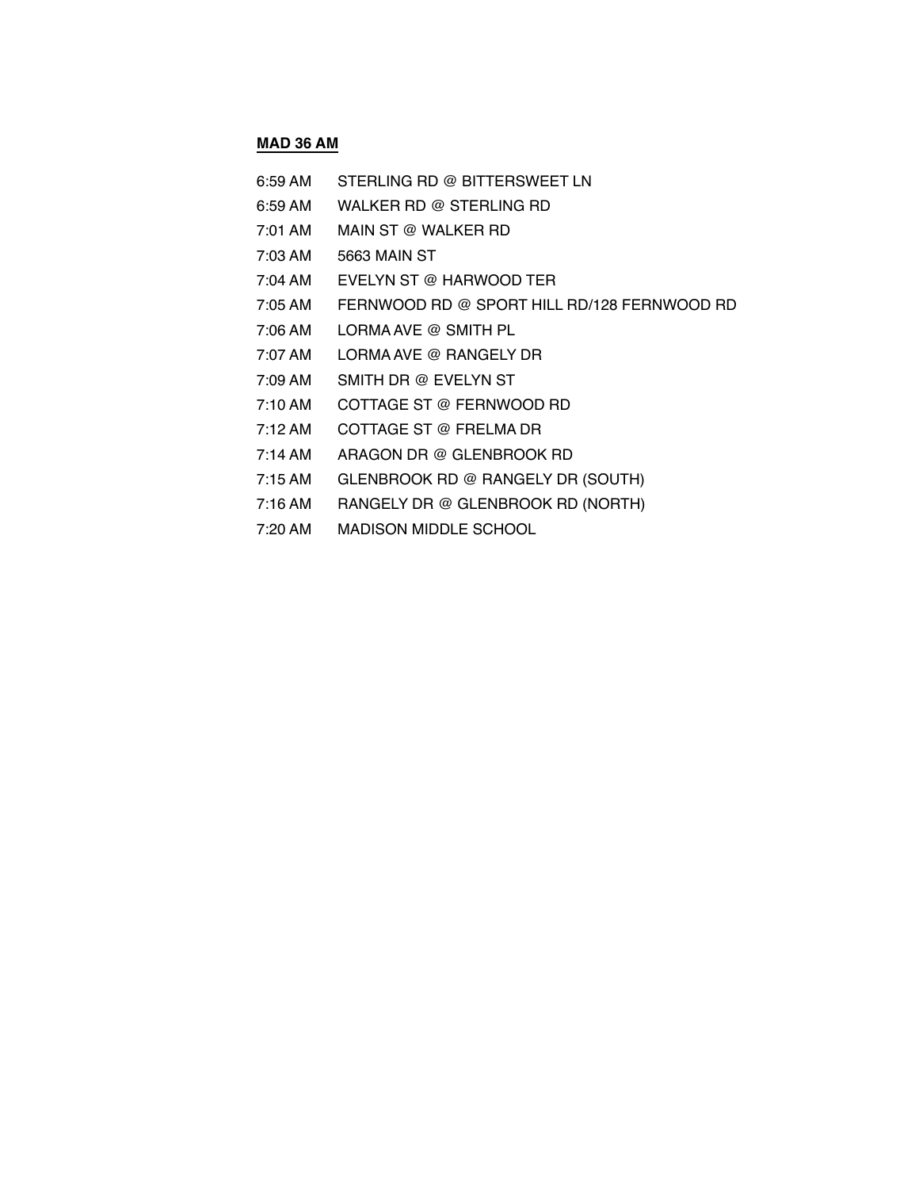**MAD 36 AM**

| | |
|---|---|
| 6:59 AM | STERLING RD @ BITTERSWEET LN |
| 6:59 AM | WALKER RD @ STERLING RD |
| 7:01 AM | MAIN ST @ WALKER RD |
| 7:03 AM | 5663 MAIN ST |
| 7:04 AM | EVELYN ST @ HARWOOD TER |
| 7:05 AM | FERNWOOD RD @ SPORT HILL RD/128 FERNWOOD RD |
| 7:06 AM | LORMA AVE @ SMITH PL |
| 7:07 AM | LORMA AVE @ RANGELY DR |
| 7:09 AM | SMITH DR @ EVELYN ST |
| 7:10 AM | COTTAGE ST @ FERNWOOD RD |
| 7:12 AM | COTTAGE ST @ FRELMA DR |
| 7:14 AM | ARAGON DR @ GLENBROOK RD |
| 7:15 AM | GLENBROOK RD @ RANGELY DR (SOUTH) |
| 7:16 AM | RANGELY DR @ GLENBROOK RD (NORTH) |
| 7:20 AM | MADISON MIDDLE SCHOOL |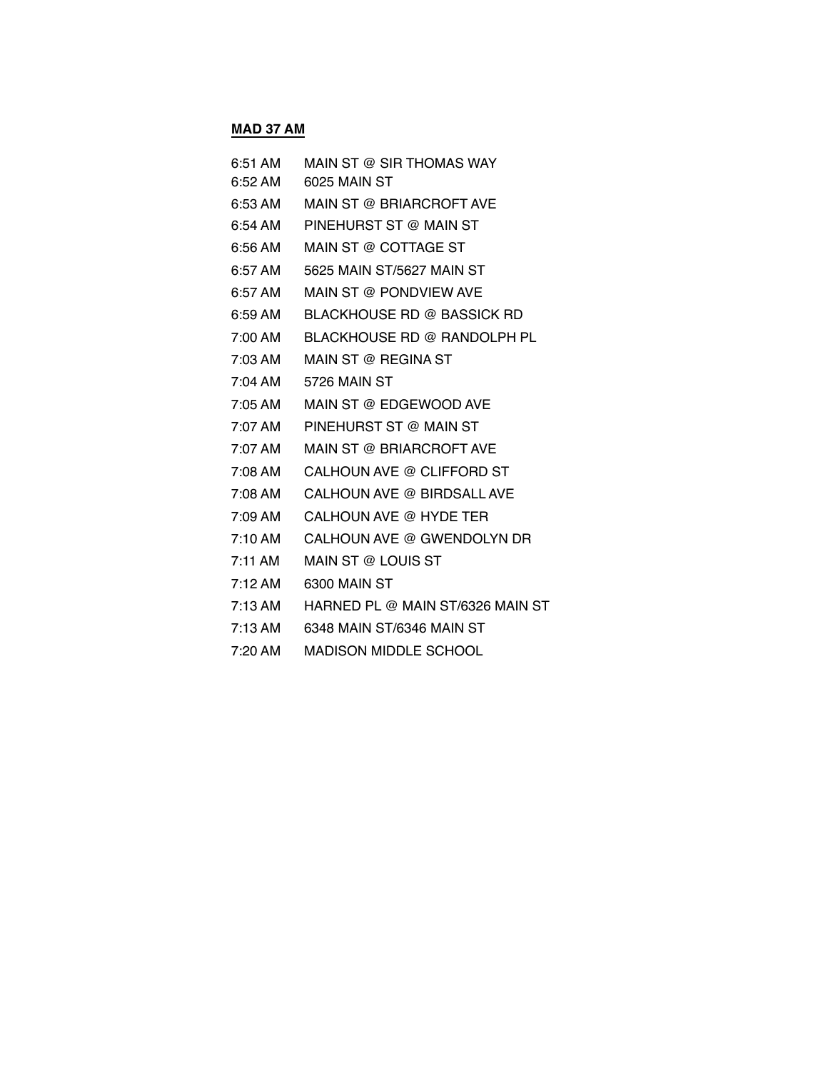**MAD 37 AM**

| | |
|---|---|
| 6:51 AM | MAIN ST @ SIR THOMAS WAY |
| 6:52 AM | 6025 MAIN ST |
| 6:53 AM | MAIN ST @ BRIARCROFT AVE |
| 6:54 AM | PINEHURST ST @ MAIN ST |
| 6:56 AM | MAIN ST @ COTTAGE ST |
| 6:57 AM | 5625 MAIN ST/5627 MAIN ST |
| 6:57 AM | MAIN ST @ PONDVIEW AVE |
| 6:59 AM | BLACKHOUSE RD @ BASSICK RD |
| 7:00 AM | BLACKHOUSE RD @ RANDOLPH PL |
| 7:03 AM | MAIN ST @ REGINA ST |
| 7:04 AM | 5726 MAIN ST |
| 7:05 AM | MAIN ST @ EDGEWOOD AVE |
| 7:07 AM | PINEHURST ST @ MAIN ST |
| 7:07 AM | MAIN ST @ BRIARCROFT AVE |
| 7:08 AM | CALHOUN AVE @ CLIFFORD ST |
| 7:08 AM | CALHOUN AVE @ BIRDSALL AVE |
| 7:09 AM | CALHOUN AVE @ HYDE TER |
| 7:10 AM | CALHOUN AVE @ GWENDOLYN DR |
| 7:11 AM | MAIN ST @ LOUIS ST |
| 7:12 AM | 6300 MAIN ST |
| 7:13 AM | HARNED PL @ MAIN ST/6326 MAIN ST |
| 7:13 AM | 6348 MAIN ST/6346 MAIN ST |
| 7:20 AM | MADISON MIDDLE SCHOOL |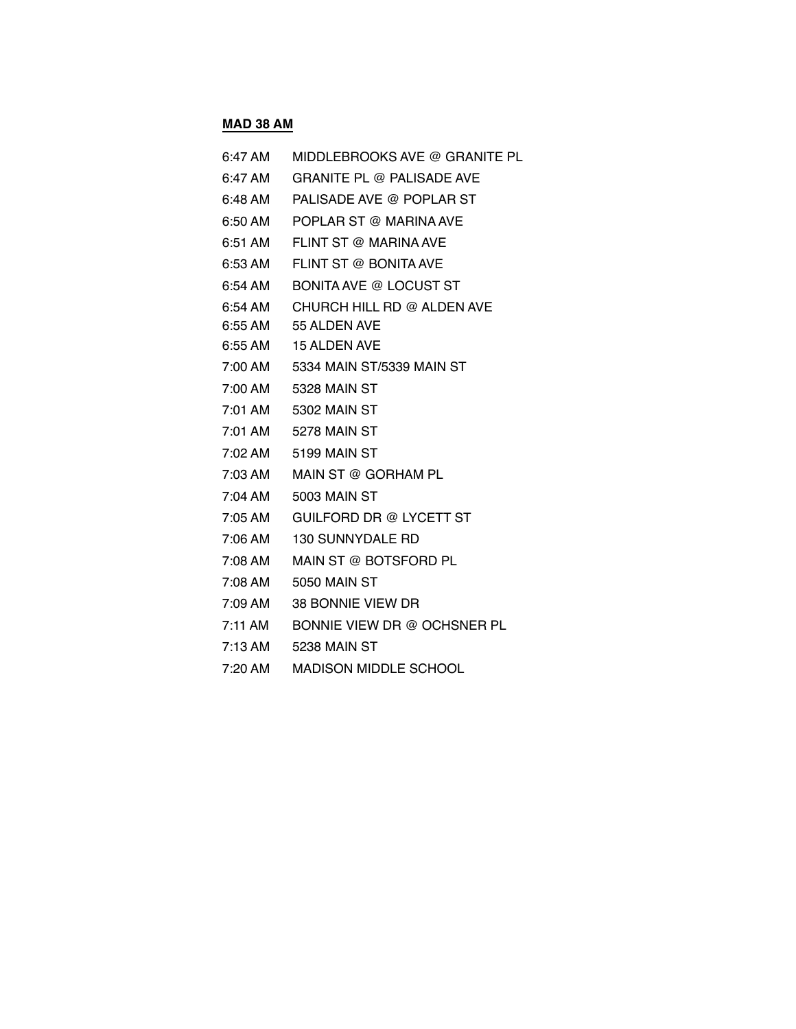**MAD 38 AM**

| | |
|---|---|
| 6:47 AM | MIDDLEBROOKS AVE @ GRANITE PL |
| 6:47 AM | GRANITE PL @ PALISADE AVE |
| 6:48 AM | PALISADE AVE @ POPLAR ST |
| 6:50 AM | POPLAR ST @ MARINA AVE |
| 6:51 AM | FLINT ST @ MARINA AVE |
| 6:53 AM | FLINT ST @ BONITA AVE |
| 6:54 AM | BONITA AVE @ LOCUST ST |
| 6:54 AM | CHURCH HILL RD @ ALDEN AVE |
| 6:55 AM | 55 ALDEN AVE |
| 6:55 AM | 15 ALDEN AVE |
| 7:00 AM | 5334 MAIN ST/5339 MAIN ST |
| 7:00 AM | 5328 MAIN ST |
| 7:01 AM | 5302 MAIN ST |
| 7:01 AM | 5278 MAIN ST |
| 7:02 AM | 5199 MAIN ST |
| 7:03 AM | MAIN ST @ GORHAM PL |
| 7:04 AM | 5003 MAIN ST |
| 7:05 AM | GUILFORD DR @ LYCETT ST |
| 7:06 AM | 130 SUNNYDALE RD |
| 7:08 AM | MAIN ST @ BOTSFORD PL |
| 7:08 AM | 5050 MAIN ST |
| 7:09 AM | 38 BONNIE VIEW DR |
| 7:11 AM | BONNIE VIEW DR @ OCHSNER PL |
| 7:13 AM | 5238 MAIN ST |
| 7:20 AM | MADISON MIDDLE SCHOOL |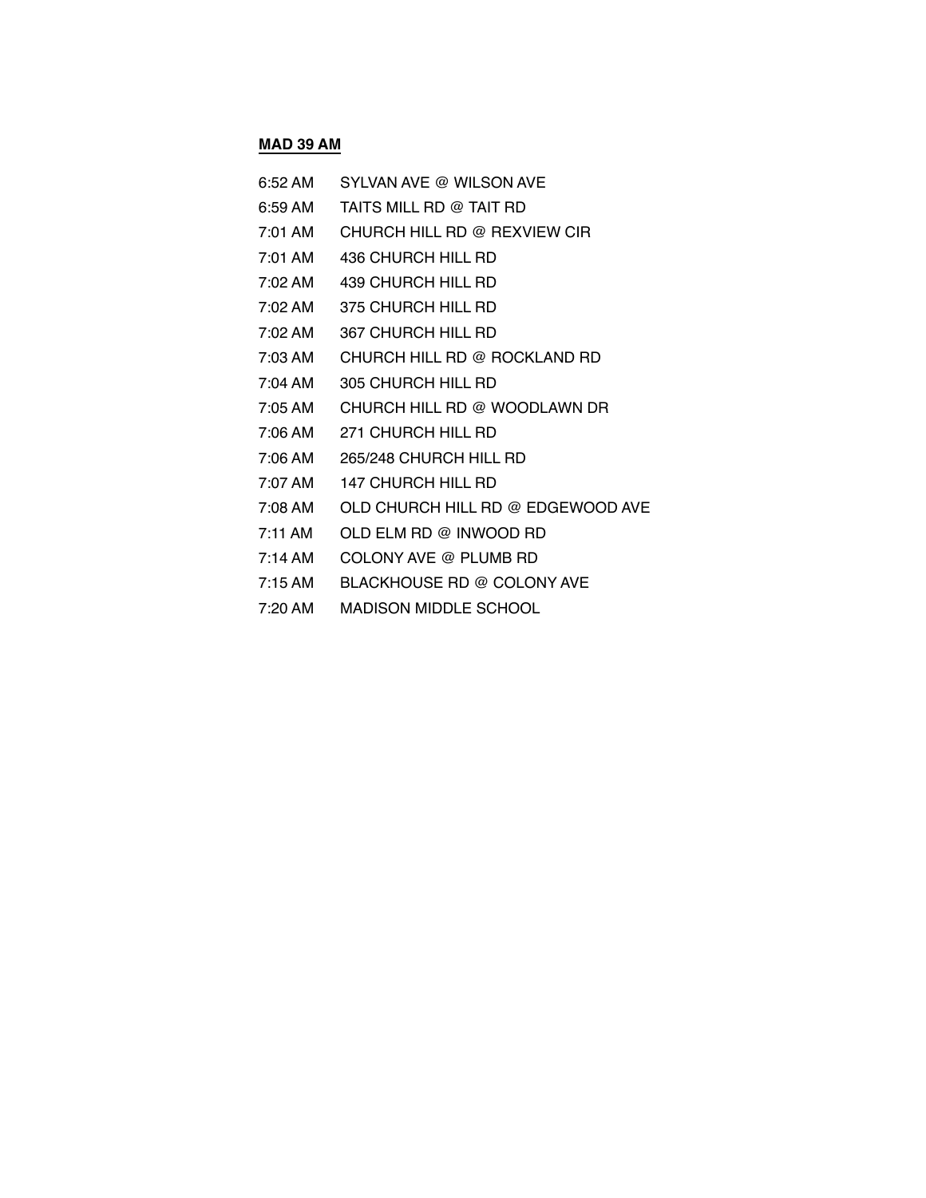**<u>MAD 39 AM</u>**

| | |
|---|---|
| 6:52 AM | SYLVAN AVE @ WILSON AVE |
| 6:59 AM | TAITS MILL RD @ TAIT RD |
| 7:01 AM | CHURCH HILL RD @ REXVIEW CIR |
| 7:01 AM | 436 CHURCH HILL RD |
| 7:02 AM | 439 CHURCH HILL RD |
| 7:02 AM | 375 CHURCH HILL RD |
| 7:02 AM | 367 CHURCH HILL RD |
| 7:03 AM | CHURCH HILL RD @ ROCKLAND RD |
| 7:04 AM | 305 CHURCH HILL RD |
| 7:05 AM | CHURCH HILL RD @ WOODLAWN DR |
| 7:06 AM | 271 CHURCH HILL RD |
| 7:06 AM | 265/248 CHURCH HILL RD |
| 7:07 AM | 147 CHURCH HILL RD |
| 7:08 AM | OLD CHURCH HILL RD @ EDGEWOOD AVE |
| 7:11 AM | OLD ELM RD @ INWOOD RD |
| 7:14 AM | COLONY AVE @ PLUMB RD |
| 7:15 AM | BLACKHOUSE RD @ COLONY AVE |
| 7:20 AM | MADISON MIDDLE SCHOOL |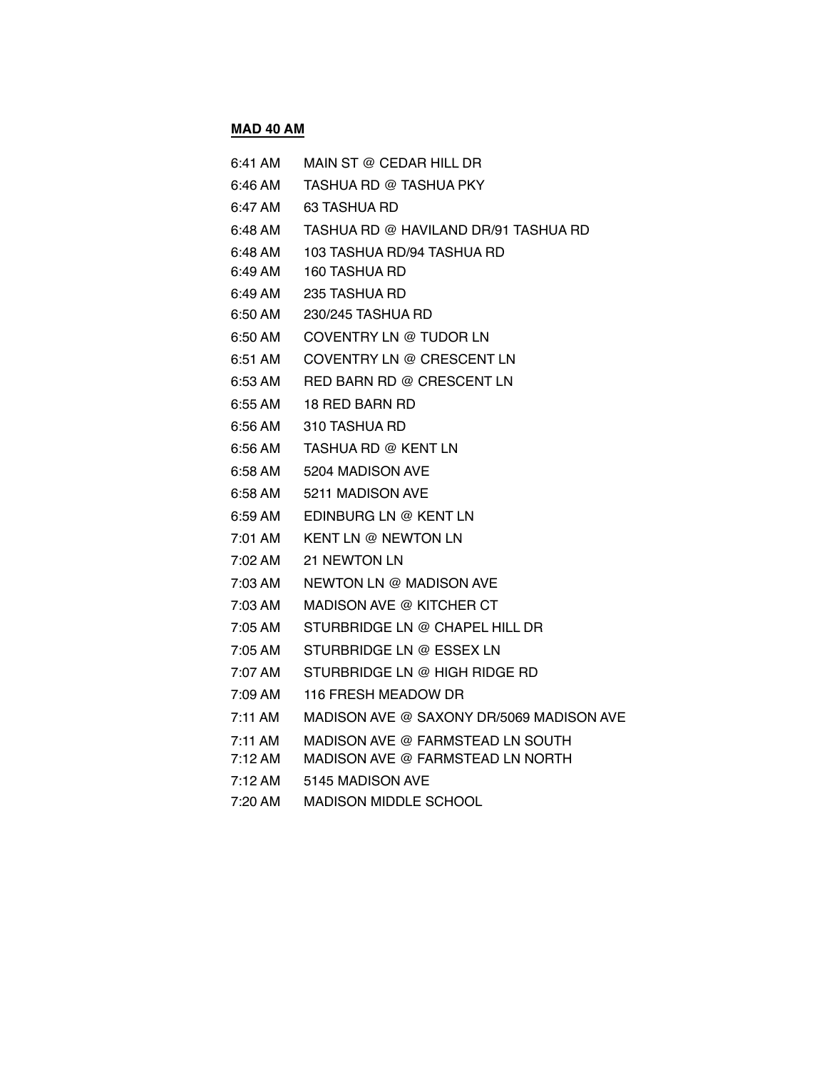**MAD 40 AM**

| | |
|---|---|
| 6:41 AM | MAIN ST @ CEDAR HILL DR |
| 6:46 AM | TASHUA RD @ TASHUA PKY |
| 6:47 AM | 63 TASHUA RD |
| 6:48 AM | TASHUA RD @ HAVILAND DR/91 TASHUA RD |
| 6:48 AM | 103 TASHUA RD/94 TASHUA RD |
| 6:49 AM | 160 TASHUA RD |
| 6:49 AM | 235 TASHUA RD |
| 6:50 AM | 230/245 TASHUA RD |
| 6:50 AM | COVENTRY LN @ TUDOR LN |
| 6:51 AM | COVENTRY LN @ CRESCENT LN |
| 6:53 AM | RED BARN RD @ CRESCENT LN |
| 6:55 AM | 18 RED BARN RD |
| 6:56 AM | 310 TASHUA RD |
| 6:56 AM | TASHUA RD @ KENT LN |
| 6:58 AM | 5204 MADISON AVE |
| 6:58 AM | 5211 MADISON AVE |
| 6:59 AM | EDINBURG LN @ KENT LN |
| 7:01 AM | KENT LN @ NEWTON LN |
| 7:02 AM | 21 NEWTON LN |
| 7:03 AM | NEWTON LN @ MADISON AVE |
| 7:03 AM | MADISON AVE @ KITCHER CT |
| 7:05 AM | STURBRIDGE LN @ CHAPEL HILL DR |
| 7:05 AM | STURBRIDGE LN @ ESSEX LN |
| 7:07 AM | STURBRIDGE LN @ HIGH RIDGE RD |
| 7:09 AM | 116 FRESH MEADOW DR |
| 7:11 AM | MADISON AVE @ SAXONY DR/5069 MADISON AVE |
| 7:11 AM | MADISON AVE @ FARMSTEAD LN SOUTH |
| 7:12 AM | MADISON AVE @ FARMSTEAD LN NORTH |
| 7:12 AM | 5145 MADISON AVE |
| 7:20 AM | MADISON MIDDLE SCHOOL |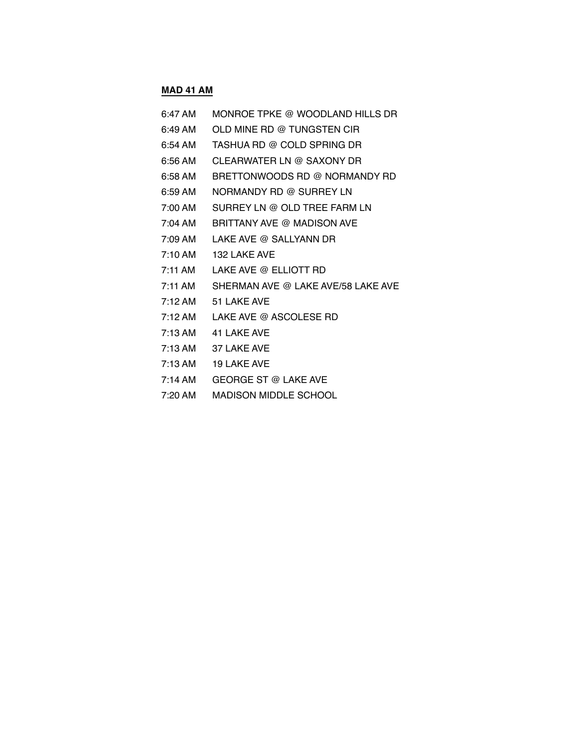**MAD 41 AM**

| | |
|---|---|
| 6:47 AM | MONROE TPKE @ WOODLAND HILLS DR |
| 6:49 AM | OLD MINE RD @ TUNGSTEN CIR |
| 6:54 AM | TASHUA RD @ COLD SPRING DR |
| 6:56 AM | CLEARWATER LN @ SAXONY DR |
| 6:58 AM | BRETTONWOODS RD @ NORMANDY RD |
| 6:59 AM | NORMANDY RD @ SURREY LN |
| 7:00 AM | SURREY LN @ OLD TREE FARM LN |
| 7:04 AM | BRITTANY AVE @ MADISON AVE |
| 7:09 AM | LAKE AVE @ SALLYANN DR |
| 7:10 AM | 132 LAKE AVE |
| 7:11 AM | LAKE AVE @ ELLIOTT RD |
| 7:11 AM | SHERMAN AVE @ LAKE AVE/58 LAKE AVE |
| 7:12 AM | 51 LAKE AVE |
| 7:12 AM | LAKE AVE @ ASCOLESE RD |
| 7:13 AM | 41 LAKE AVE |
| 7:13 AM | 37 LAKE AVE |
| 7:13 AM | 19 LAKE AVE |
| 7:14 AM | GEORGE ST @ LAKE AVE |
| 7:20 AM | MADISON MIDDLE SCHOOL |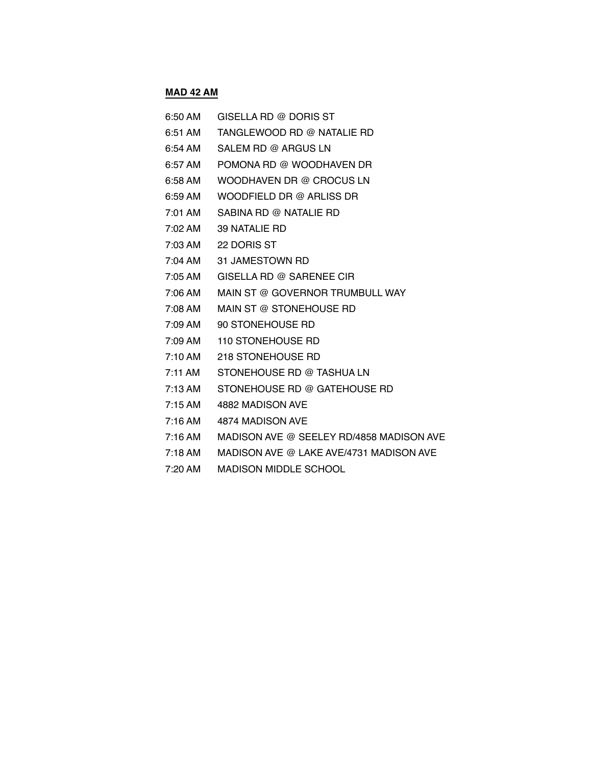**MAD 42 AM**

6:50 AM GISELLA RD @ DORIS ST
6:51 AM TANGLEWOOD RD @ NATALIE RD
6:54 AM SALEM RD @ ARGUS LN
6:57 AM POMONA RD @ WOODHAVEN DR
6:58 AM WOODHAVEN DR @ CROCUS LN
6:59 AM WOODFIELD DR @ ARLISS DR
7:01 AM SABINA RD @ NATALIE RD
7:02 AM 39 NATALIE RD
7:03 AM 22 DORIS ST
7:04 AM 31 JAMESTOWN RD
7:05 AM GISELLA RD @ SARENEE CIR
7:06 AM MAIN ST @ GOVERNOR TRUMBULL WAY
7:08 AM MAIN ST @ STONEHOUSE RD
7:09 AM 90 STONEHOUSE RD
7:09 AM 110 STONEHOUSE RD
7:10 AM 218 STONEHOUSE RD
7:11 AM STONEHOUSE RD @ TASHUA LN
7:13 AM STONEHOUSE RD @ GATEHOUSE RD
7:15 AM 4882 MADISON AVE
7:16 AM 4874 MADISON AVE
7:16 AM MADISON AVE @ SEELEY RD/4858 MADISON AVE
7:18 AM MADISON AVE @ LAKE AVE/4731 MADISON AVE
7:20 AM MADISON MIDDLE SCHOOL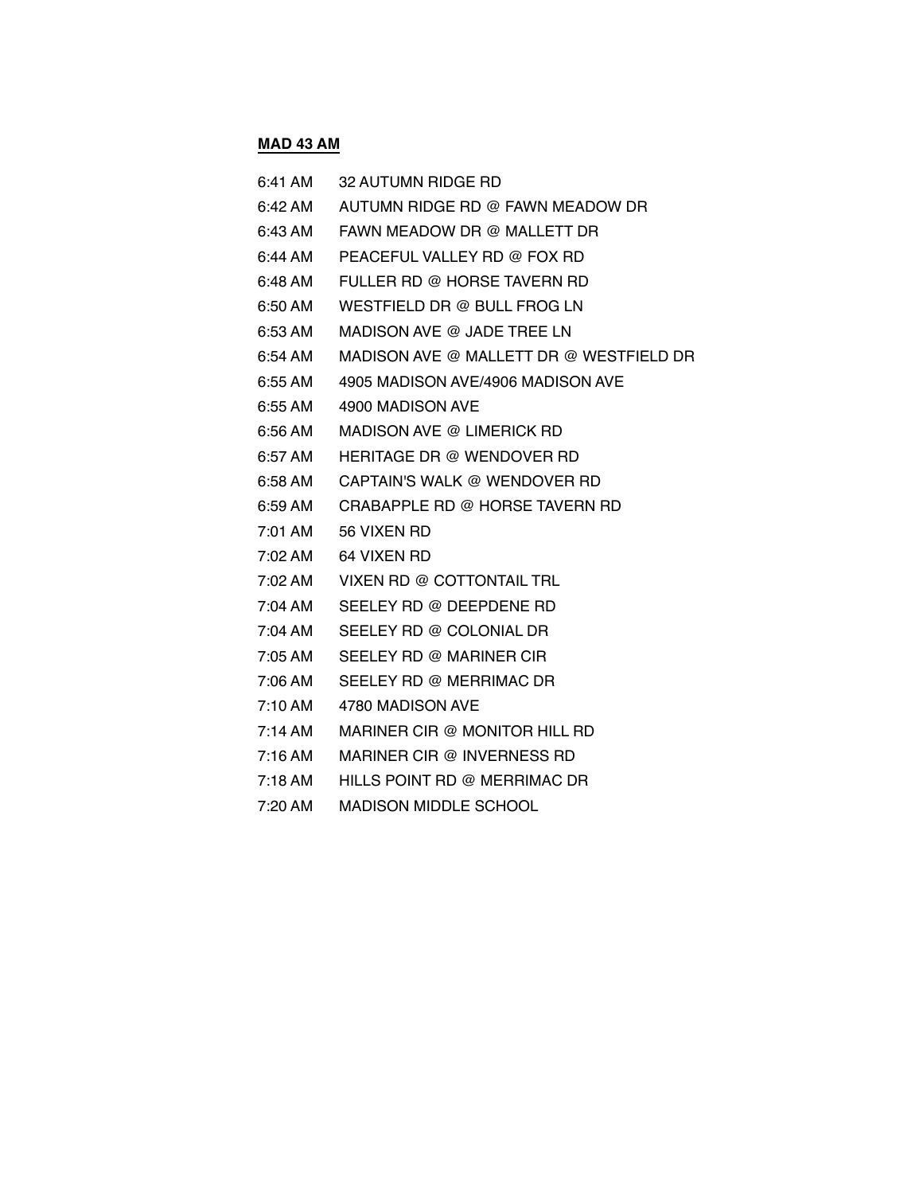**MAD 43 AM**

| | |
|---|---|
| 6:41 AM | 32 AUTUMN RIDGE RD |
| 6:42 AM | AUTUMN RIDGE RD @ FAWN MEADOW DR |
| 6:43 AM | FAWN MEADOW DR @ MALLETT DR |
| 6:44 AM | PEACEFUL VALLEY RD @ FOX RD |
| 6:48 AM | FULLER RD @ HORSE TAVERN RD |
| 6:50 AM | WESTFIELD DR @ BULL FROG LN |
| 6:53 AM | MADISON AVE @ JADE TREE LN |
| 6:54 AM | MADISON AVE @ MALLETT DR @ WESTFIELD DR |
| 6:55 AM | 4905 MADISON AVE/4906 MADISON AVE |
| 6:55 AM | 4900 MADISON AVE |
| 6:56 AM | MADISON AVE @ LIMERICK RD |
| 6:57 AM | HERITAGE DR @ WENDOVER RD |
| 6:58 AM | CAPTAIN'S WALK @ WENDOVER RD |
| 6:59 AM | CRABAPPLE RD @ HORSE TAVERN RD |
| 7:01 AM | 56 VIXEN RD |
| 7:02 AM | 64 VIXEN RD |
| 7:02 AM | VIXEN RD @ COTTONTAIL TRL |
| 7:04 AM | SEELEY RD @ DEEPDENE RD |
| 7:04 AM | SEELEY RD @ COLONIAL DR |
| 7:05 AM | SEELEY RD @ MARINER CIR |
| 7:06 AM | SEELEY RD @ MERRIMAC DR |
| 7:10 AM | 4780 MADISON AVE |
| 7:14 AM | MARINER CIR @ MONITOR HILL RD |
| 7:16 AM | MARINER CIR @ INVERNESS RD |
| 7:18 AM | HILLS POINT RD @ MERRIMAC DR |
| 7:20 AM | MADISON MIDDLE SCHOOL |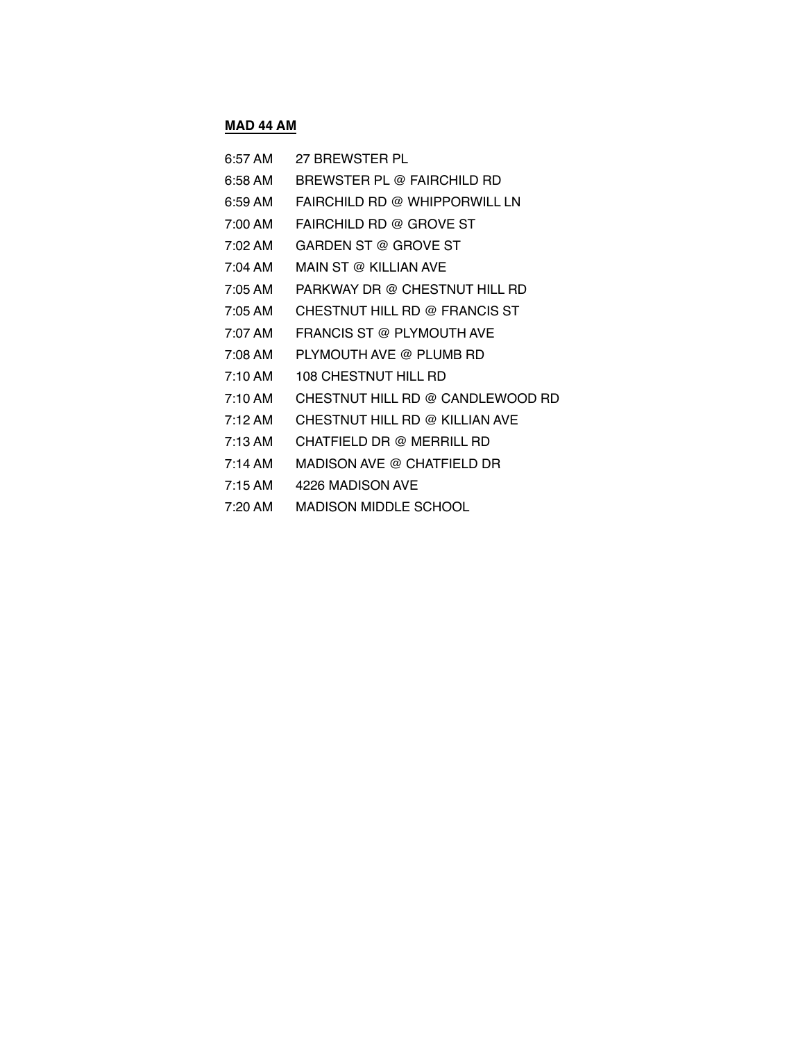**MAD 44 AM**

| | |
|---|---|
| 6:57 AM | 27 BREWSTER PL |
| 6:58 AM | BREWSTER PL @ FAIRCHILD RD |
| 6:59 AM | FAIRCHILD RD @ WHIPPORWILL LN |
| 7:00 AM | FAIRCHILD RD @ GROVE ST |
| 7:02 AM | GARDEN ST @ GROVE ST |
| 7:04 AM | MAIN ST @ KILLIAN AVE |
| 7:05 AM | PARKWAY DR @ CHESTNUT HILL RD |
| 7:05 AM | CHESTNUT HILL RD @ FRANCIS ST |
| 7:07 AM | FRANCIS ST @ PLYMOUTH AVE |
| 7:08 AM | PLYMOUTH AVE @ PLUMB RD |
| 7:10 AM | 108 CHESTNUT HILL RD |
| 7:10 AM | CHESTNUT HILL RD @ CANDLEWOOD RD |
| 7:12 AM | CHESTNUT HILL RD @ KILLIAN AVE |
| 7:13 AM | CHATFIELD DR @ MERRILL RD |
| 7:14 AM | MADISON AVE @ CHATFIELD DR |
| 7:15 AM | 4226 MADISON AVE |
| 7:20 AM | MADISON MIDDLE SCHOOL |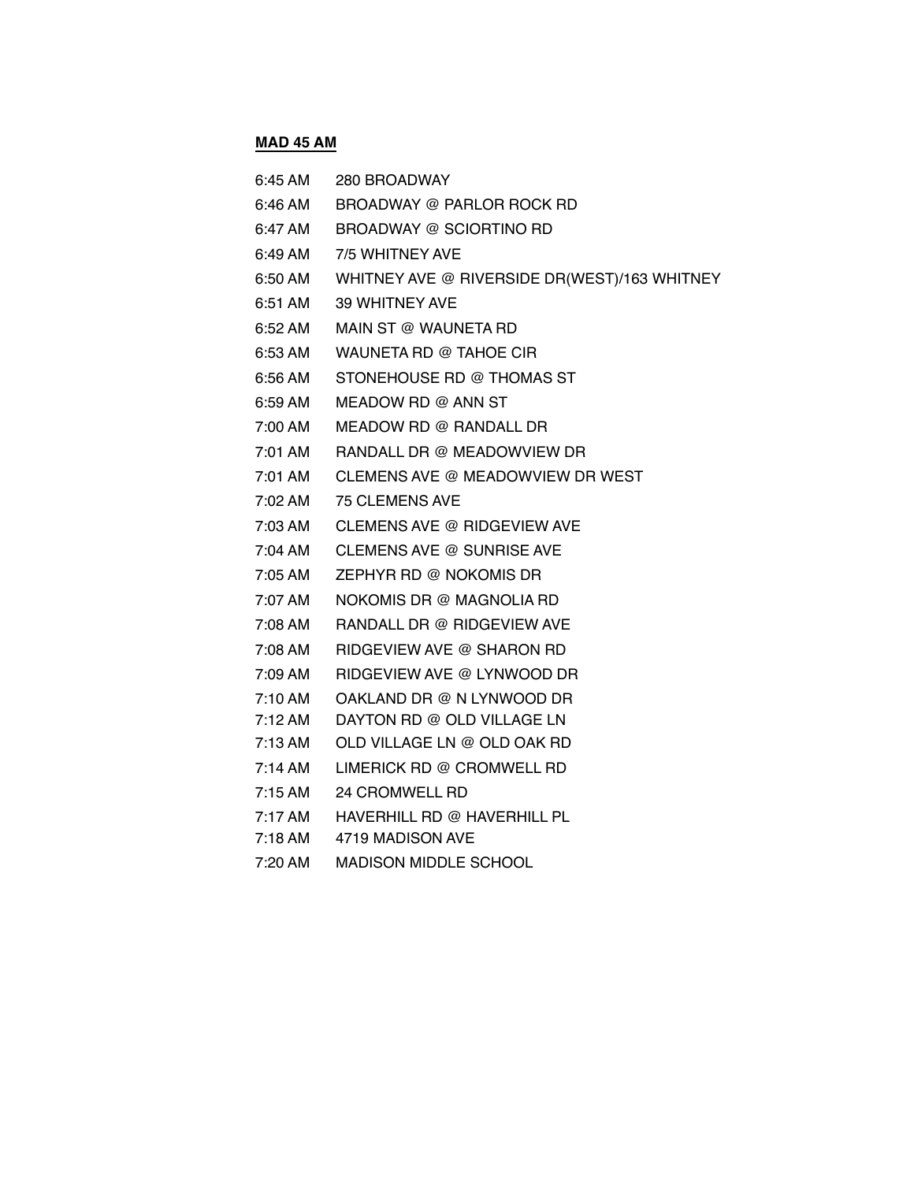**MAD 45 AM**

| | |
|---|---|
| 6:45 AM | 280 BROADWAY |
| 6:46 AM | BROADWAY @ PARLOR ROCK RD |
| 6:47 AM | BROADWAY @ SCIORTINO RD |
| 6:49 AM | 7/5 WHITNEY AVE |
| 6:50 AM | WHITNEY AVE @ RIVERSIDE DR(WEST)/163 WHITNEY |
| 6:51 AM | 39 WHITNEY AVE |
| 6:52 AM | MAIN ST @ WAUNETA RD |
| 6:53 AM | WAUNETA RD @ TAHOE CIR |
| 6:56 AM | STONEHOUSE RD @ THOMAS ST |
| 6:59 AM | MEADOW RD @ ANN ST |
| 7:00 AM | MEADOW RD @ RANDALL DR |
| 7:01 AM | RANDALL DR @ MEADOWVIEW DR |
| 7:01 AM | CLEMENS AVE @ MEADOWVIEW DR WEST |
| 7:02 AM | 75 CLEMENS AVE |
| 7:03 AM | CLEMENS AVE @ RIDGEVIEW AVE |
| 7:04 AM | CLEMENS AVE @ SUNRISE AVE |
| 7:05 AM | ZEPHYR RD @ NOKOMIS DR |
| 7:07 AM | NOKOMIS DR @ MAGNOLIA RD |
| 7:08 AM | RANDALL DR @ RIDGEVIEW AVE |
| 7:08 AM | RIDGEVIEW AVE @ SHARON RD |
| 7:09 AM | RIDGEVIEW AVE @ LYNWOOD DR |
| 7:10 AM | OAKLAND DR @ N LYNWOOD DR |
| 7:12 AM | DAYTON RD @ OLD VILLAGE LN |
| 7:13 AM | OLD VILLAGE LN @ OLD OAK RD |
| 7:14 AM | LIMERICK RD @ CROMWELL RD |
| 7:15 AM | 24 CROMWELL RD |
| 7:17 AM | HAVERHILL RD @ HAVERHILL PL |
| 7:18 AM | 4719 MADISON AVE |
| 7:20 AM | MADISON MIDDLE SCHOOL |